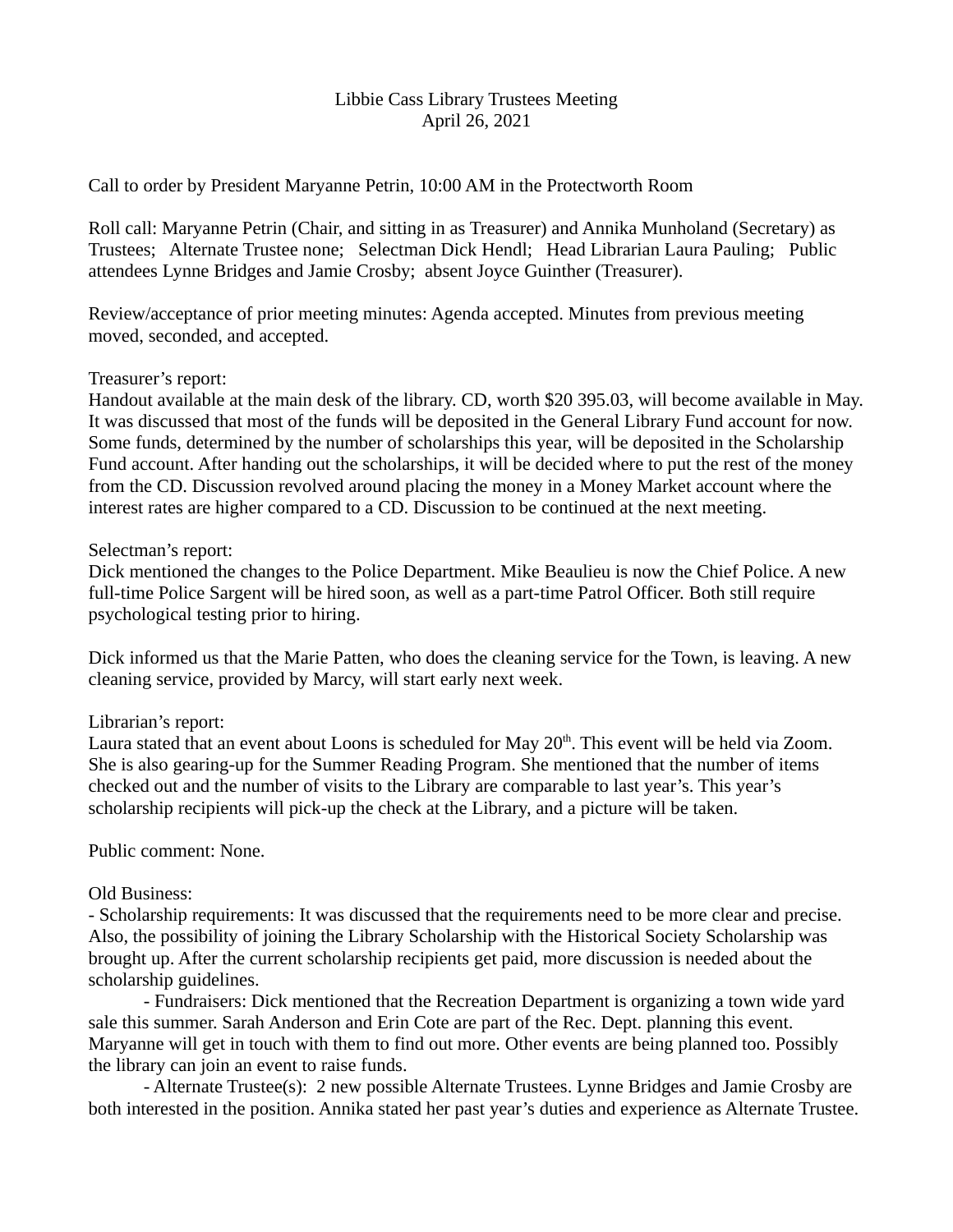Libbie Cass Library Trustees Meeting
April 26, 2021

Call to order by President Maryanne Petrin, 10:00 AM in the Protectworth Room

Roll call: Maryanne Petrin (Chair, and sitting in as Treasurer) and Annika Munholand (Secretary) as Trustees; Alternate Trustee none; Selectman Dick Hendl; Head Librarian Laura Pauling; Public attendees Lynne Bridges and Jamie Crosby; absent Joyce Guinther (Treasurer).

Review/acceptance of prior meeting minutes: Agenda accepted. Minutes from previous meeting moved, seconded, and accepted.

Treasurer's report:
Handout available at the main desk of the library. CD, worth $20 395.03, will become available in May. It was discussed that most of the funds will be deposited in the General Library Fund account for now. Some funds, determined by the number of scholarships this year, will be deposited in the Scholarship Fund account. After handing out the scholarships, it will be decided where to put the rest of the money from the CD. Discussion revolved around placing the money in a Money Market account where the interest rates are higher compared to a CD. Discussion to be continued at the next meeting.

Selectman's report:
Dick mentioned the changes to the Police Department. Mike Beaulieu is now the Chief Police. A new full-time Police Sargent will be hired soon, as well as a part-time Patrol Officer. Both still require psychological testing prior to hiring.

Dick informed us that the Marie Patten, who does the cleaning service for the Town, is leaving. A new cleaning service, provided by Marcy, will start early next week.

Librarian's report:
Laura stated that an event about Loons is scheduled for May 20th. This event will be held via Zoom. She is also gearing-up for the Summer Reading Program. She mentioned that the number of items checked out and the number of visits to the Library are comparable to last year's. This year's scholarship recipients will pick-up the check at the Library, and a picture will be taken.

Public comment: None.

Old Business:
- Scholarship requirements: It was discussed that the requirements need to be more clear and precise. Also, the possibility of joining the Library Scholarship with the Historical Society Scholarship was brought up. After the current scholarship recipients get paid, more discussion is needed about the scholarship guidelines.

- Fundraisers: Dick mentioned that the Recreation Department is organizing a town wide yard sale this summer. Sarah Anderson and Erin Cote are part of the Rec. Dept. planning this event. Maryanne will get in touch with them to find out more. Other events are being planned too. Possibly the library can join an event to raise funds.

- Alternate Trustee(s): 2 new possible Alternate Trustees. Lynne Bridges and Jamie Crosby are both interested in the position. Annika stated her past year's duties and experience as Alternate Trustee.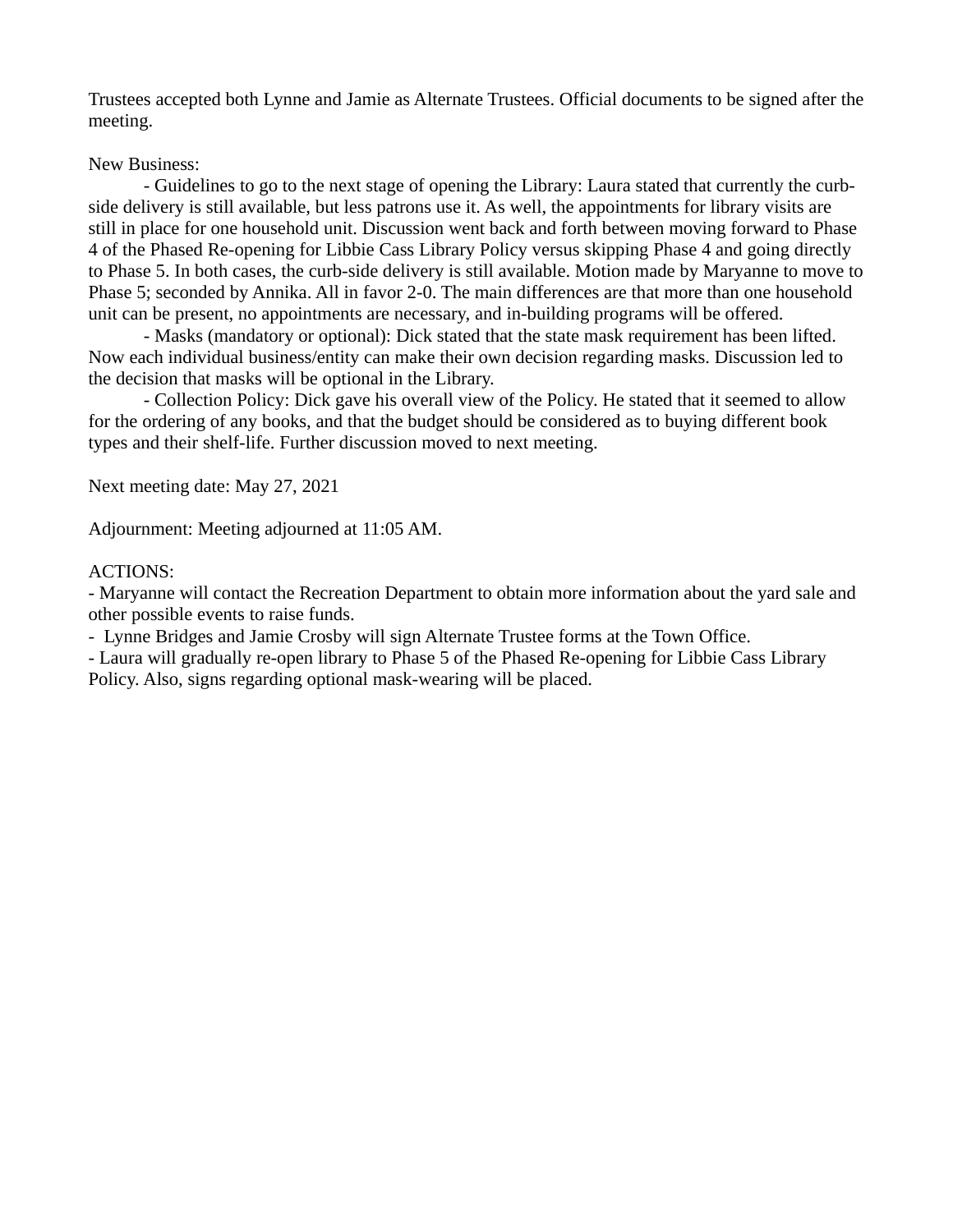Trustees accepted both Lynne and Jamie as Alternate Trustees. Official documents to be signed after the meeting.

New Business:

- Guidelines to go to the next stage of opening the Library: Laura stated that currently the curb-side delivery is still available, but less patrons use it. As well, the appointments for library visits are still in place for one household unit. Discussion went back and forth between moving forward to Phase 4 of the Phased Re-opening for Libbie Cass Library Policy versus skipping Phase 4 and going directly to Phase 5. In both cases, the curb-side delivery is still available. Motion made by Maryanne to move to Phase 5; seconded by Annika. All in favor 2-0. The main differences are that more than one household unit can be present, no appointments are necessary, and in-building programs will be offered.
- Masks (mandatory or optional): Dick stated that the state mask requirement has been lifted. Now each individual business/entity can make their own decision regarding masks. Discussion led to the decision that masks will be optional in the Library.
- Collection Policy: Dick gave his overall view of the Policy. He stated that it seemed to allow for the ordering of any books, and that the budget should be considered as to buying different book types and their shelf-life. Further discussion moved to next meeting.

Next meeting date: May 27, 2021

Adjournment: Meeting adjourned at 11:05 AM.

ACTIONS:

- Maryanne will contact the Recreation Department to obtain more information about the yard sale and other possible events to raise funds.
- Lynne Bridges and Jamie Crosby will sign Alternate Trustee forms at the Town Office.
- Laura will gradually re-open library to Phase 5 of the Phased Re-opening for Libbie Cass Library Policy. Also, signs regarding optional mask-wearing will be placed.